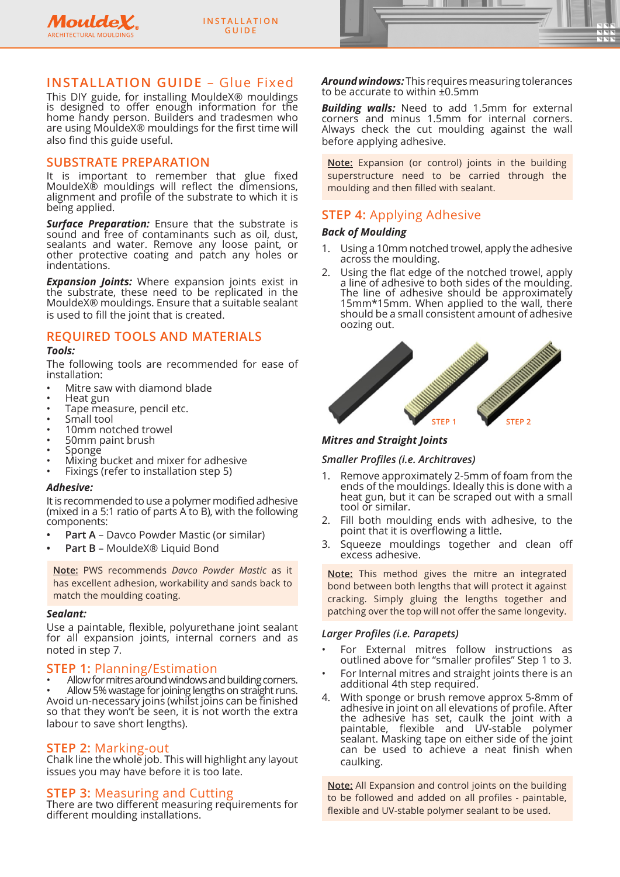# INSTALLATION GUIDE – Glue Fixed

This DIY guide, for installing MouldeX® mouldings is designed to offer enough information for the home handy person. Builders and tradesmen who are using MouldeX® mouldings for the first time will also find this guide useful.

## SUBSTRATE PREPARATION

It is important to remember that glue fixed MouldeX® mouldings will reflect the dimensions, alignment and profile of the substrate to which it is being applied.

***Surface Preparation:*** Ensure that the substrate is sound and free of contaminants such as oil, dust, sealants and water. Remove any loose paint, or other protective coating and patch any holes or indentations.

***Expansion Joints:*** Where expansion joints exist in the substrate, these need to be replicated in the MouldeX® mouldings. Ensure that a suitable sealant is used to fill the joint that is created.

## REQUIRED TOOLS AND MATERIALS

***Tools:***

The following tools are recommended for ease of installation:

- Mitre saw with diamond blade
- Heat gun
- Tape measure, pencil etc.
- Small tool
- 10mm notched trowel
- 50mm paint brush
- Sponge
- Mixing bucket and mixer for adhesive
- Fixings (refer to installation step 5)

***Adhesive:***

It is recommended to use a polymer modified adhesive (mixed in a 5:1 ratio of parts A to B), with the following components:

- **Part A** – Davco Powder Mastic (or similar)
- **Part B** – MouldeX® Liquid Bond

Note: PWS recommends *Davco Powder Mastic* as it has excellent adhesion, workability and sands back to match the moulding coating.

***Sealant:***

Use a paintable, flexible, polyurethane joint sealant for all expansion joints, internal corners and as noted in step 7.

## STEP 1: Planning/Estimation

- Allow for mitres around windows and building corners.
- Allow 5% wastage for joining lengths on straight runs.

Avoid un-necessary joins (whilst joins can be finished so that they won't be seen, it is not worth the extra labour to save short lengths).

## STEP 2: Marking-out

Chalk line the whole job. This will highlight any layout issues you may have before it is too late.

## STEP 3: Measuring and Cutting

There are two different measuring requirements for different moulding installations.

***Around windows:*** This requires measuring tolerances to be accurate to within ±0.5mm

***Building walls:*** Need to add 1.5mm for external corners and minus 1.5mm for internal corners. Always check the cut moulding against the wall before applying adhesive.

Note: Expansion (or control) joints in the building superstructure need to be carried through the moulding and then filled with sealant.

## STEP 4: Applying Adhesive

***Back of Moulding***

1. Using a 10mm notched trowel, apply the adhesive across the moulding.
2. Using the flat edge of the notched trowel, apply a line of adhesive to both sides of the moulding. The line of adhesive should be approximately 15mm*15mm. When applied to the wall, there should be a small consistent amount of adhesive oozing out.

STEP 1 STEP 2

***Mitres and Straight Joints***

*Smaller Profiles (i.e. Architraves)*

1. Remove approximately 2-5mm of foam from the ends of the mouldings. Ideally this is done with a heat gun, but it can be scraped out with a small tool or similar.
2. Fill both moulding ends with adhesive, to the point that it is overflowing a little.
3. Squeeze mouldings together and clean off excess adhesive.

Note: This method gives the mitre an integrated bond between both lengths that will protect it against cracking. Simply gluing the lengths together and patching over the top will not offer the same longevity.

*Larger Profiles (i.e. Parapets)*

- For External mitres follow instructions as outlined above for "smaller profiles" Step 1 to 3.
- For Internal mitres and straight joints there is an additional 4th step required.

4. With sponge or brush remove approx 5-8mm of adhesive in joint on all elevations of profile. After the adhesive has set, caulk the joint with a paintable, flexible and UV-stable polymer sealant. Masking tape on either side of the joint can be used to achieve a neat finish when caulking.

Note: All Expansion and control joints on the building to be followed and added on all profiles - paintable, flexible and UV-stable polymer sealant to be used.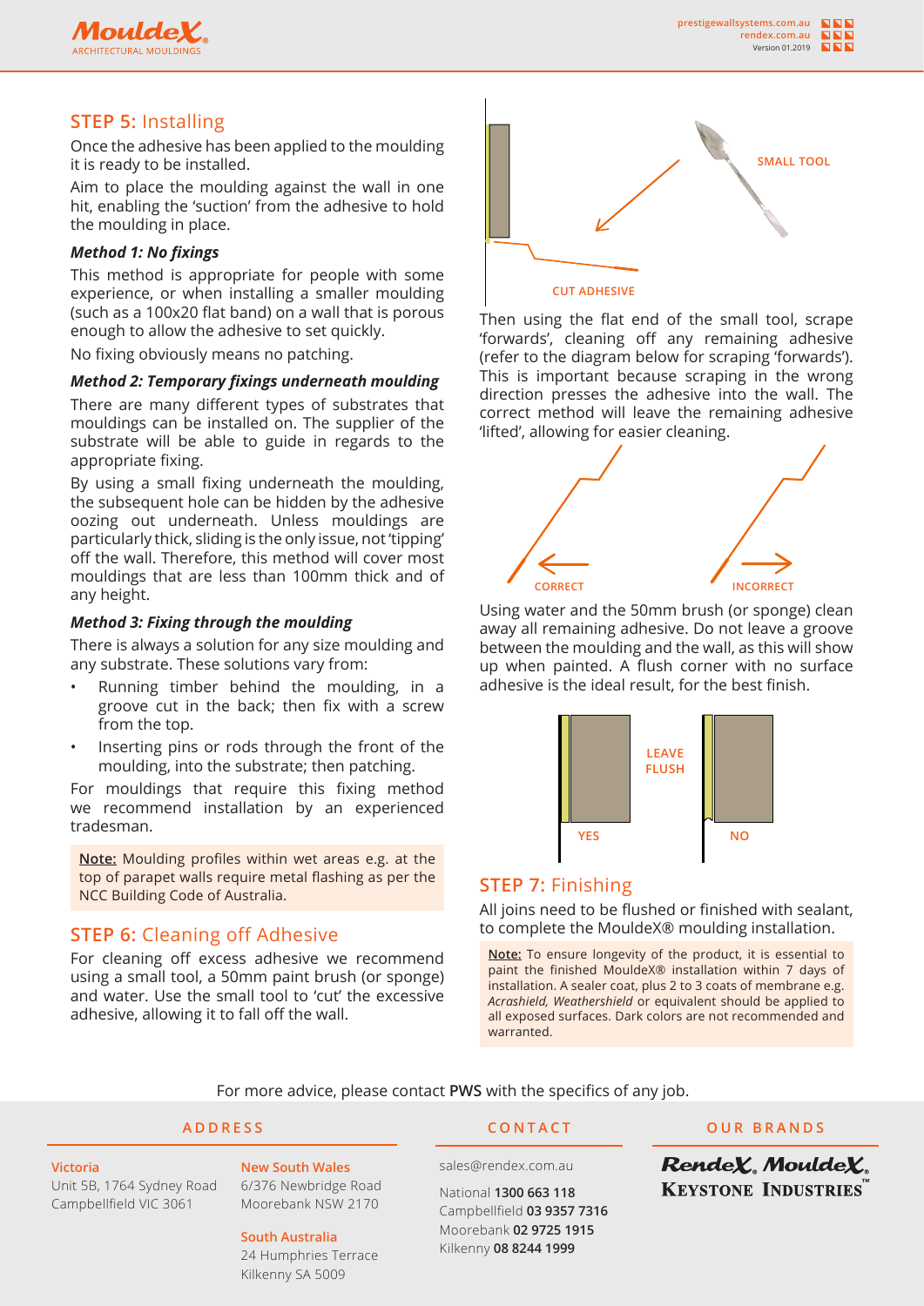## STEP 5: Installing

Once the adhesive has been applied to the moulding it is ready to be installed.

Aim to place the moulding against the wall in one hit, enabling the 'suction' from the adhesive to hold the moulding in place.

### *Method 1: No fixings*

This method is appropriate for people with some experience, or when installing a smaller moulding (such as a 100x20 flat band) on a wall that is porous enough to allow the adhesive to set quickly.

No fixing obviously means no patching.

### *Method 2: Temporary fixings underneath moulding*

There are many different types of substrates that mouldings can be installed on. The supplier of the substrate will be able to guide in regards to the appropriate fixing.

By using a small fixing underneath the moulding, the subsequent hole can be hidden by the adhesive oozing out underneath. Unless mouldings are particularly thick, sliding is the only issue, not 'tipping' off the wall. Therefore, this method will cover most mouldings that are less than 100mm thick and of any height.

### *Method 3: Fixing through the moulding*

There is always a solution for any size moulding and any substrate. These solutions vary from:

- Running timber behind the moulding, in a groove cut in the back; then fix with a screw from the top.
- Inserting pins or rods through the front of the moulding, into the substrate; then patching.

For mouldings that require this fixing method we recommend installation by an experienced tradesman.

**Note:** Moulding profiles within wet areas e.g. at the top of parapet walls require metal flashing as per the NCC Building Code of Australia.

## STEP 6: Cleaning off Adhesive

For cleaning off excess adhesive we recommend using a small tool, a 50mm paint brush (or sponge) and water. Use the small tool to 'cut' the excessive adhesive, allowing it to fall off the wall.

SMALL TOOL

CUT ADHESIVE

Then using the flat end of the small tool, scrape 'forwards', cleaning off any remaining adhesive (refer to the diagram below for scraping 'forwards'). This is important because scraping in the wrong direction presses the adhesive into the wall. The correct method will leave the remaining adhesive 'lifted', allowing for easier cleaning.

CORRECT

INCORRECT

Using water and the 50mm brush (or sponge) clean away all remaining adhesive. Do not leave a groove between the moulding and the wall, as this will show up when painted. A flush corner with no surface adhesive is the ideal result, for the best finish.

LEAVE FLUSH

YES

NO

## STEP 7: Finishing

All joins need to be flushed or finished with sealant, to complete the MouldeX® moulding installation.

**Note:** To ensure longevity of the product, it is essential to paint the finished MouldeX® installation within 7 days of installation. A sealer coat, plus 2 to 3 coats of membrane e.g. *Acrashield, Weathershield* or equivalent should be applied to all exposed surfaces. Dark colors are not recommended and warranted.

For more advice, please contact **PWS** with the specifics of any job.

**ADDRESS**

**Victoria**
Unit 5B, 1764 Sydney Road
Campbellfield VIC 3061

**New South Wales**
6/376 Newbridge Road
Moorebank NSW 2170

**South Australia**
24 Humphries Terrace
Kilkenny SA 5009

**CONTACT**

sales@rendex.com.au

National **1300 663 118**
Campbellfield **03 9357 7316**
Moorebank **02 9725 1915**
Kilkenny **08 8244 1999**

**OUR BRANDS**

RendeX. MouldeX. Keystone Industries™